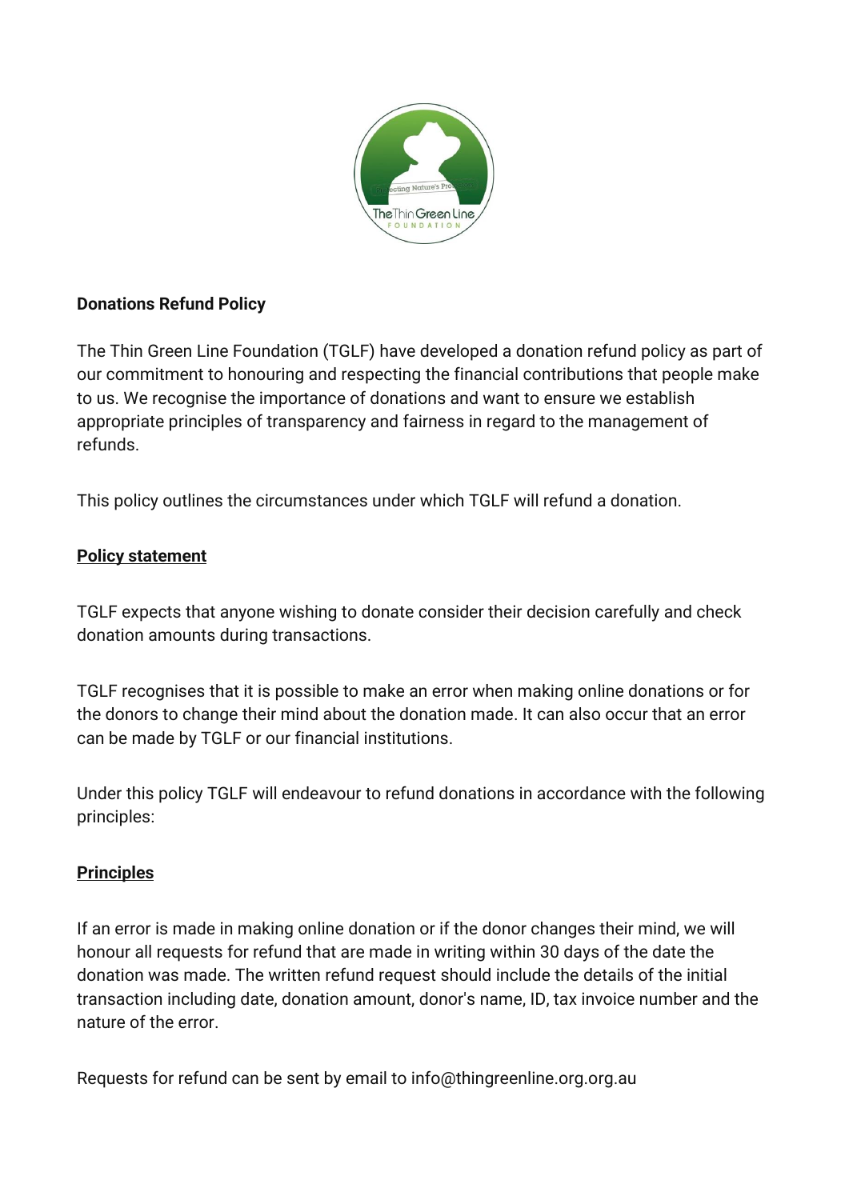**Donations Refund Policy**

The Thin Green Line Foundation (TGLF) have developed a donation refund policy as part of our commitment to honouring and respecting the financial contributions that people make to us. We recognise the importance of donations and want to ensure we establish appropriate principles of transparency and fairness in regard to the management of refunds.

This policy outlines the circumstances under which TGLF will refund a donation.

**Policy statement**

TGLF expects that anyone wishing to donate consider their decision carefully and check donation amounts during transactions.

TGLF recognises that it is possible to make an error when making online donations or for the donors to change their mind about the donation made. It can also occur that an error can be made by TGLF or our financial institutions.

Under this policy TGLF will endeavour to refund donations in accordance with the following principles:

**Principles**

If an error is made in making online donation or if the donor changes their mind, we will honour all requests for refund that are made in writing within 30 days of the date the donation was made. The written refund request should include the details of the initial transaction including date, donation amount, donor's name, ID, tax invoice number and the nature of the error.

Requests for refund can be sent by email to info@thingreenline.org.org.au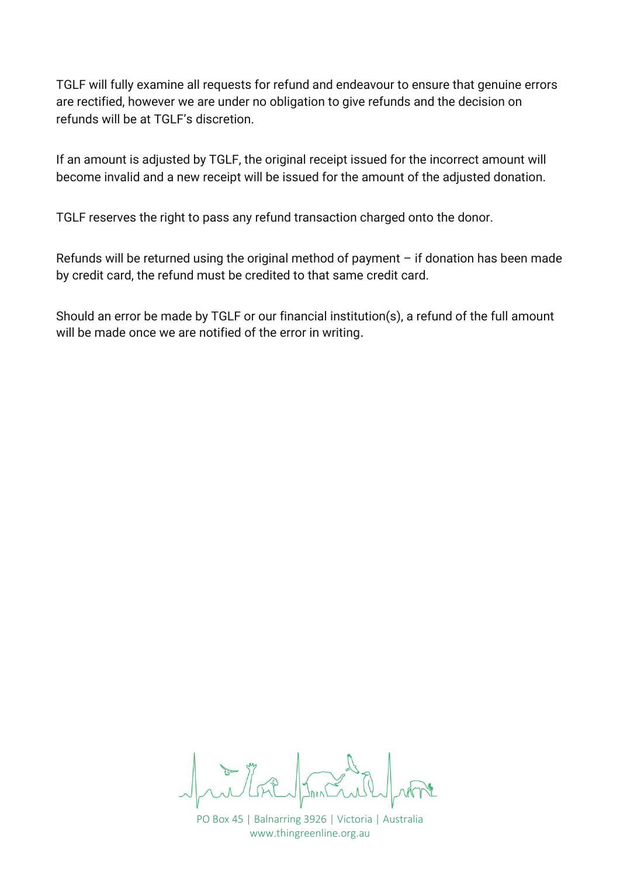TGLF will fully examine all requests for refund and endeavour to ensure that genuine errors are rectified, however we are under no obligation to give refunds and the decision on refunds will be at TGLF's discretion.

If an amount is adjusted by TGLF, the original receipt issued for the incorrect amount will become invalid and a new receipt will be issued for the amount of the adjusted donation.

TGLF reserves the right to pass any refund transaction charged onto the donor.

Refunds will be returned using the original method of payment – if donation has been made by credit card, the refund must be credited to that same credit card.

Should an error be made by TGLF or our financial institution(s), a refund of the full amount will be made once we are notified of the error in writing.